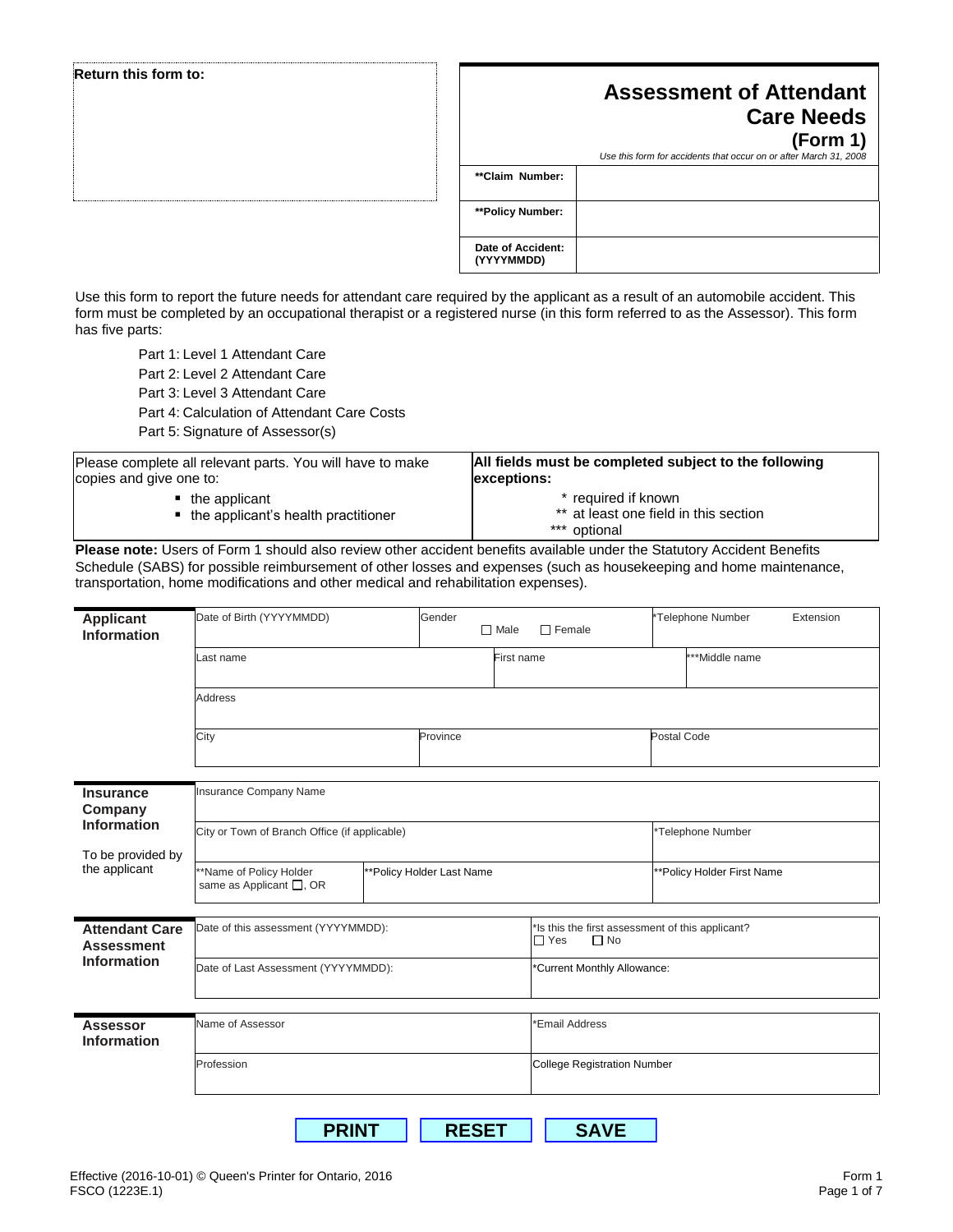**Return this form to:**

# Assessment of Attendant Care Needs

## (Form 1)

*Use this form for accidents that occur on or after March 31, 2008*

| | |
|---|---|
| **\*\*Claim Number:** | |
| **\*\*Policy Number:** | |
| **Date of Accident: (YYYYMMDD)** | |

Use this form to report the future needs for attendant care required by the applicant as a result of an automobile accident. This form must be completed by an occupational therapist or a registered nurse (in this form referred to as the Assessor). This form has five parts:

Part 1: Level 1 Attendant Care
Part 2: Level 2 Attendant Care
Part 3: Level 3 Attendant Care
Part 4: Calculation of Attendant Care Costs
Part 5: Signature of Assessor(s)

| Please complete all relevant parts. You will have to make copies and give one to: | **All fields must be completed subject to the following exceptions:** |
|---|---|
| ▪ the applicant<br>▪ the applicant's health practitioner | \* required if known<br>\*\* at least one field in this section<br>\*\*\* optional |

**Please note:** Users of Form 1 should also review other accident benefits available under the Statutory Accident Benefits Schedule (SABS) for possible reimbursement of other losses and expenses (such as housekeeping and home maintenance, transportation, home modifications and other medical and rehabilitation expenses).

**Applicant Information**

| Date of Birth (YYYYMMDD) | Gender ☐ Male ☐ Female | \*Telephone Number | Extension |
|---|---|---|---|
| Last name | First name | \*\*\*Middle name | |
| Address | | | |
| City | Province | Postal Code | |

**Insurance Company Information**

To be provided by the applicant

| Insurance Company Name | | |
|---|---|---|
| City or Town of Branch Office (if applicable) | | \*Telephone Number |
| \*\*Name of Policy Holder same as Applicant ☐, OR | \*\*Policy Holder Last Name | \*\*Policy Holder First Name |

**Attendant Care Assessment Information**

| Date of this assessment (YYYYMMDD): | \*Is this the first assessment of this applicant? ☐ Yes ☐ No |
|---|---|
| Date of Last Assessment (YYYYMMDD): | \*Current Monthly Allowance: |

**Assessor Information**

| Name of Assessor | \*Email Address |
|---|---|
| Profession | College Registration Number |

PRINT RESET SAVE

Effective (2016-10-01) © Queen's Printer for Ontario, 2016
FSCO (1223E.1)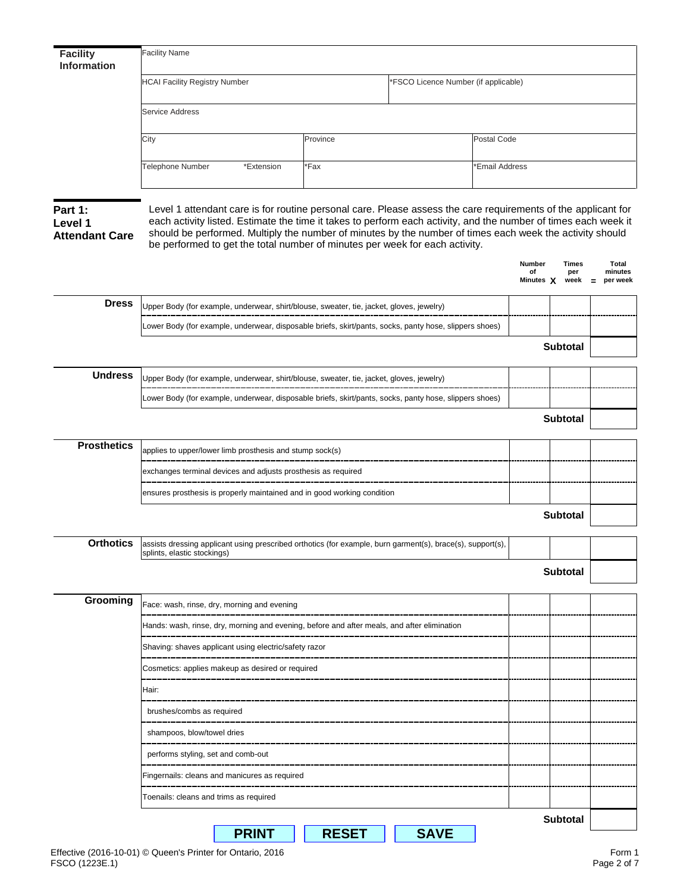## Facility Information

| Facility Name | | |
|---|---|---|
| HCAI Facility Registry Number | *FSCO Licence Number (if applicable) | |
| Service Address | | |
| City | Province | Postal Code |
| Telephone Number *Extension | *Fax | *Email Address |

## Part 1: Level 1 Attendant Care

Level 1 attendant care is for routine personal care. Please assess the care requirements of the applicant for each activity listed. Estimate the time it takes to perform each activity, and the number of times each week it should be performed. Multiply the number of minutes by the number of times each week the activity should be performed to get the total number of minutes per week for each activity.

| | Activity | Number of Minutes X | Times per week = | Total minutes per week |
|---|---|---|---|---|
| **Dress** | Upper Body (for example, underwear, shirt/blouse, sweater, tie, jacket, gloves, jewelry) | | | |
| | Lower Body (for example, underwear, disposable briefs, skirt/pants, socks, panty hose, slippers shoes) | | | |
| | | | **Subtotal** | |
| **Undress** | Upper Body (for example, underwear, shirt/blouse, sweater, tie, jacket, gloves, jewelry) | | | |
| | Lower Body (for example, underwear, disposable briefs, skirt/pants, socks, panty hose, slippers shoes) | | | |
| | | | **Subtotal** | |
| **Prosthetics** | applies to upper/lower limb prosthesis and stump sock(s) | | | |
| | exchanges terminal devices and adjusts prosthesis as required | | | |
| | ensures prosthesis is properly maintained and in good working condition | | | |
| | | | **Subtotal** | |
| **Orthotics** | assists dressing applicant using prescribed orthotics (for example, burn garment(s), brace(s), support(s), splints, elastic stockings) | | | |
| | | | **Subtotal** | |
| **Grooming** | Face: wash, rinse, dry, morning and evening | | | |
| | Hands: wash, rinse, dry, morning and evening, before and after meals, and after elimination | | | |
| | Shaving: shaves applicant using electric/safety razor | | | |
| | Cosmetics: applies makeup as desired or required | | | |
| | Hair: | | | |
| | brushes/combs as required | | | |
| | shampoos, blow/towel dries | | | |
| | performs styling, set and comb-out | | | |
| | Fingernails: cleans and manicures as required | | | |
| | Toenails: cleans and trims as required | | | |
| | | | **Subtotal** | |

PRINT RESET SAVE

Effective (2016-10-01) © Queen's Printer for Ontario, 2016
FSCO (1223E.1)

Form 1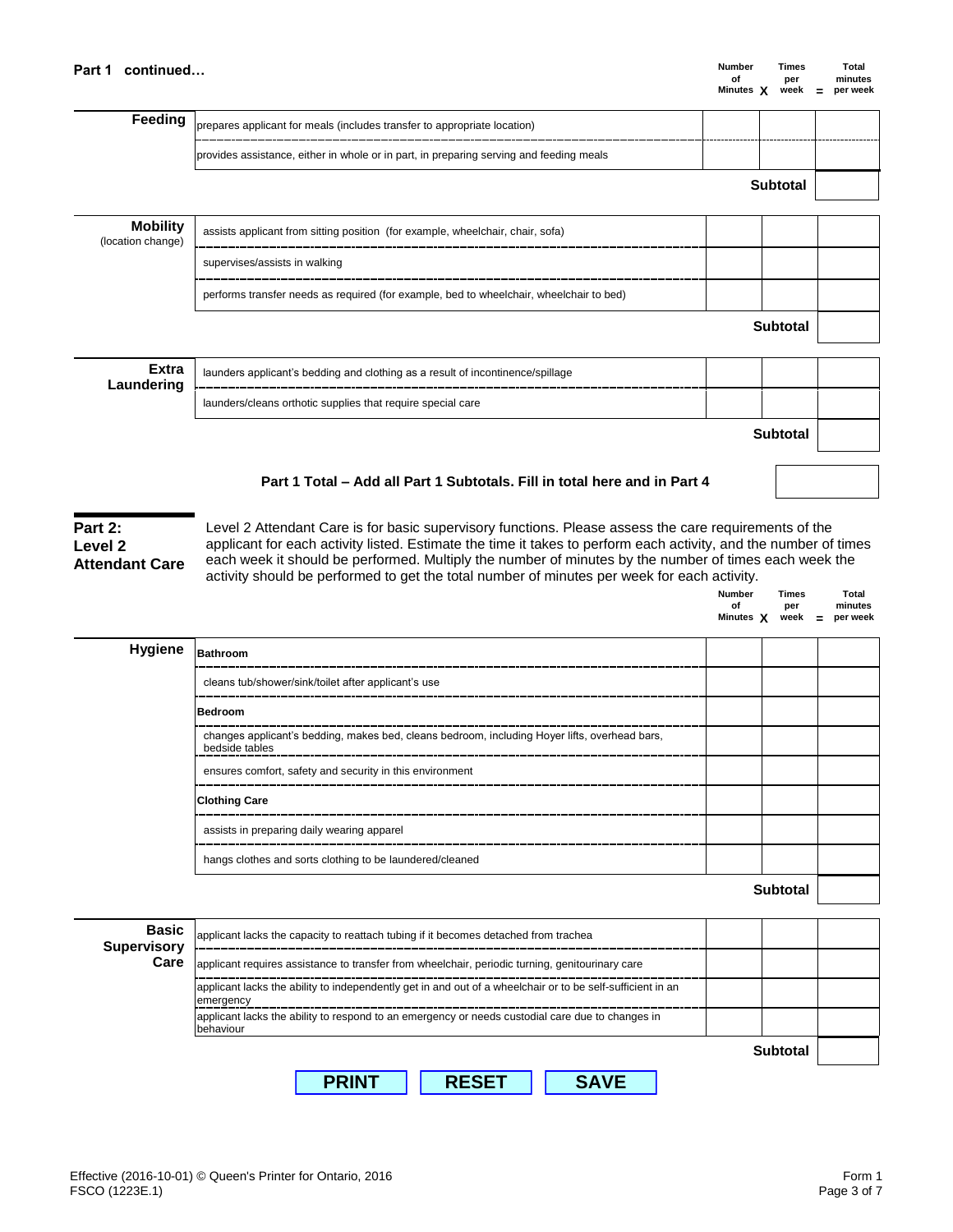## Part 1 continued…

| | | Number of Minutes X | Times per week = | Total minutes per week |
|---|---|---|---|---|
| **Feeding** | prepares applicant for meals (includes transfer to appropriate location) | | | |
| | provides assistance, either in whole or in part, in preparing serving and feeding meals | | | |
| | | | **Subtotal** | |

| | | Number of Minutes X | Times per week = | Total minutes per week |
|---|---|---|---|---|
| **Mobility** (location change) | assists applicant from sitting position (for example, wheelchair, chair, sofa) | | | |
| | supervises/assists in walking | | | |
| | performs transfer needs as required (for example, bed to wheelchair, wheelchair to bed) | | | |
| | | | **Subtotal** | |

| | | Number of Minutes X | Times per week = | Total minutes per week |
|---|---|---|---|---|
| **Extra Laundering** | launders applicant's bedding and clothing as a result of incontinence/spillage | | | |
| | launders/cleans orthotic supplies that require special care | | | |
| | | | **Subtotal** | |

**Part 1 Total – Add all Part 1 Subtotals. Fill in total here and in Part 4** ______

## Part 2: Level 2 Attendant Care

Level 2 Attendant Care is for basic supervisory functions. Please assess the care requirements of the applicant for each activity listed. Estimate the time it takes to perform each activity, and the number of times each week it should be performed. Multiply the number of minutes by the number of times each week the activity should be performed to get the total number of minutes per week for each activity.

| | | Number of Minutes X | Times per week = | Total minutes per week |
|---|---|---|---|---|
| **Hygiene** | **Bathroom** | | | |
| | cleans tub/shower/sink/toilet after applicant's use | | | |
| | **Bedroom** | | | |
| | changes applicant's bedding, makes bed, cleans bedroom, including Hoyer lifts, overhead bars, bedside tables | | | |
| | ensures comfort, safety and security in this environment | | | |
| | **Clothing Care** | | | |
| | assists in preparing daily wearing apparel | | | |
| | hangs clothes and sorts clothing to be laundered/cleaned | | | |
| | | | **Subtotal** | |

| | | Number of Minutes X | Times per week = | Total minutes per week |
|---|---|---|---|---|
| **Basic Supervisory Care** | applicant lacks the capacity to reattach tubing if it becomes detached from trachea | | | |
| | applicant requires assistance to transfer from wheelchair, periodic turning, genitourinary care | | | |
| | applicant lacks the ability to independently get in and out of a wheelchair or to be self-sufficient in an emergency | | | |
| | applicant lacks the ability to respond to an emergency or needs custodial care due to changes in behaviour | | | |
| | | | **Subtotal** | |

PRINT RESET SAVE

Effective (2016-10-01) © Queen's Printer for Ontario, 2016
FSCO (1223E.1)

Form 1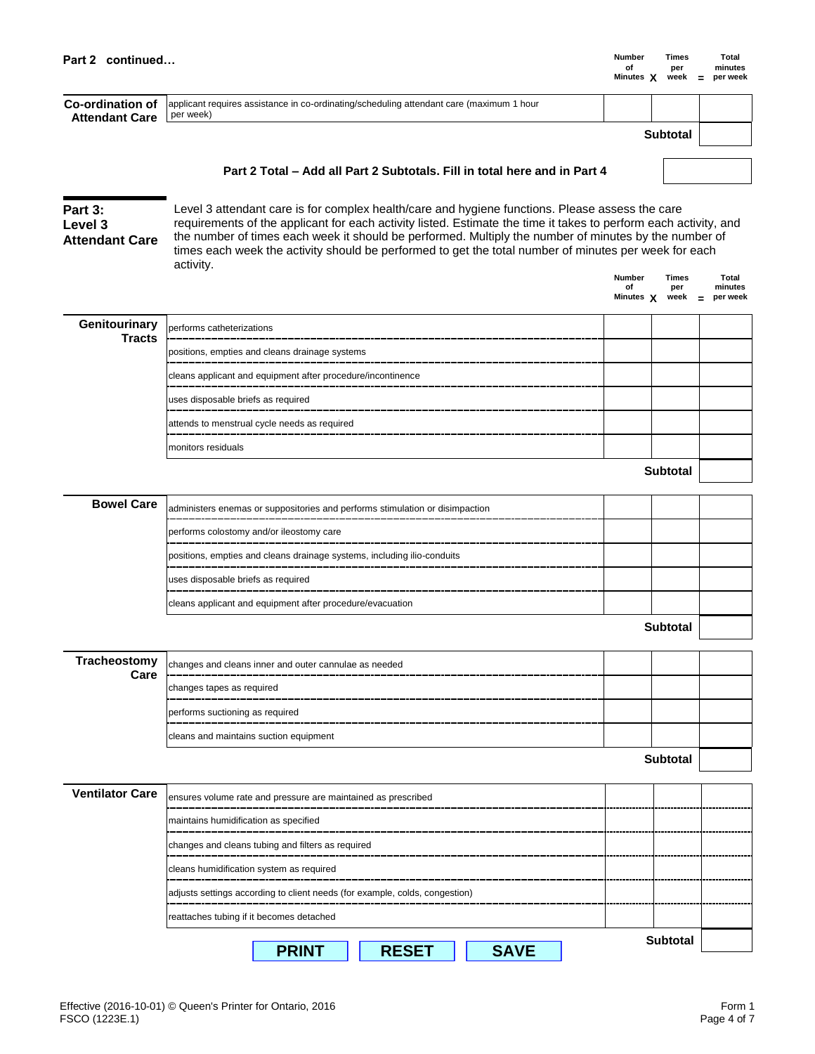**Part 2 continued…**

| | | Number of Minutes X | Times per week = | Total minutes per week |
|---|---|---|---|---|
| **Co-ordination of Attendant Care** | applicant requires assistance in co-ordinating/scheduling attendant care (maximum 1 hour per week) | | | |
| | | | **Subtotal** | |

**Part 2 Total – Add all Part 2 Subtotals. Fill in total here and in Part 4**

## Part 3: Level 3 Attendant Care

Level 3 attendant care is for complex health/care and hygiene functions. Please assess the care requirements of the applicant for each activity listed. Estimate the time it takes to perform each activity, and the number of times each week it should be performed. Multiply the number of minutes by the number of times each week the activity should be performed to get the total number of minutes per week for each activity.

| | | Number of Minutes X | Times per week = | Total minutes per week |
|---|---|---|---|---|
| **Genitourinary Tracts** | performs catheterizations | | | |
| | positions, empties and cleans drainage systems | | | |
| | cleans applicant and equipment after procedure/incontinence | | | |
| | uses disposable briefs as required | | | |
| | attends to menstrual cycle needs as required | | | |
| | monitors residuals | | | |
| | | | **Subtotal** | |
| **Bowel Care** | administers enemas or suppositories and performs stimulation or disimpaction | | | |
| | performs colostomy and/or ileostomy care | | | |
| | positions, empties and cleans drainage systems, including ilio-conduits | | | |
| | uses disposable briefs as required | | | |
| | cleans applicant and equipment after procedure/evacuation | | | |
| | | | **Subtotal** | |
| **Tracheostomy Care** | changes and cleans inner and outer cannulae as needed | | | |
| | changes tapes as required | | | |
| | performs suctioning as required | | | |
| | cleans and maintains suction equipment | | | |
| | | | **Subtotal** | |
| **Ventilator Care** | ensures volume rate and pressure are maintained as prescribed | | | |
| | maintains humidification as specified | | | |
| | changes and cleans tubing and filters as required | | | |
| | cleans humidification system as required | | | |
| | adjusts settings according to client needs (for example, colds, congestion) | | | |
| | reattaches tubing if it becomes detached | | | |
| | | | **Subtotal** | |

PRINT RESET SAVE

Effective (2016-10-01) © Queen's Printer for Ontario, 2016
FSCO (1223E.1)

Form 1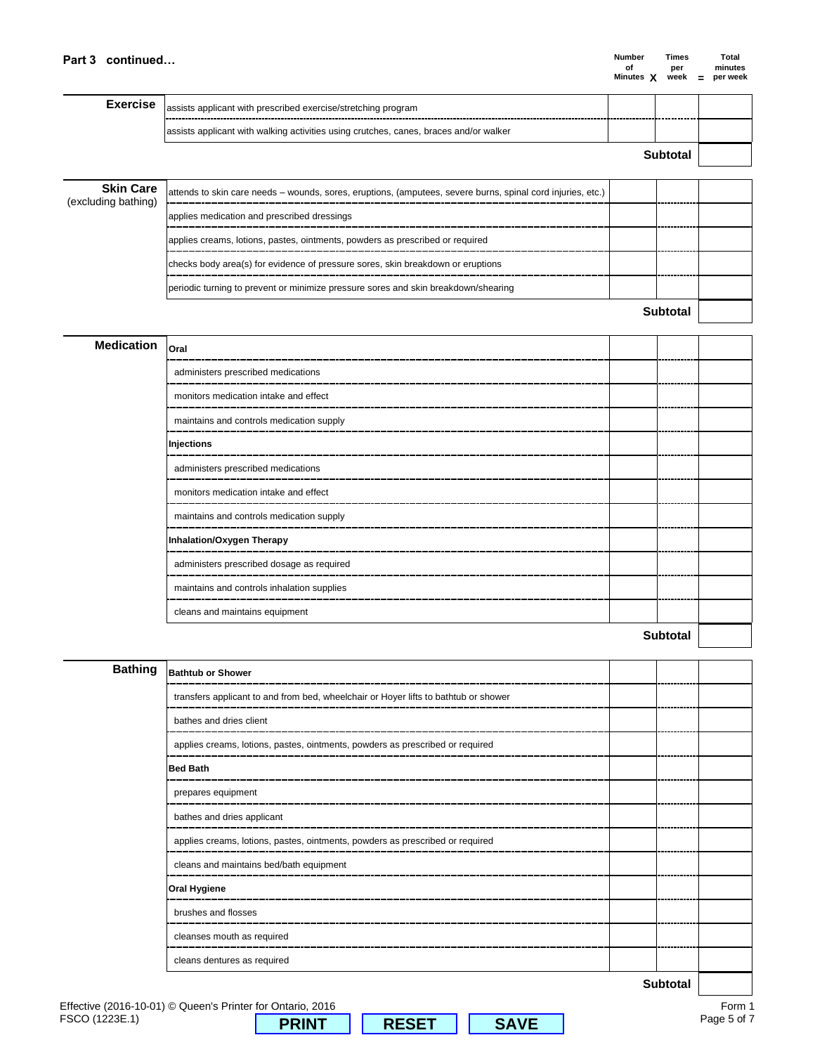**Part 3 continued…**

| | | Number of Minutes X | Times per week = | Total minutes per week |
|---|---|---|---|---|
| **Exercise** | assists applicant with prescribed exercise/stretching program | | | |
| | assists applicant with walking activities using crutches, canes, braces and/or walker | | | |
| | | | **Subtotal** | |

| | | Number of Minutes X | Times per week = | Total minutes per week |
|---|---|---|---|---|
| **Skin Care** (excluding bathing) | attends to skin care needs – wounds, sores, eruptions, (amputees, severe burns, spinal cord injuries, etc.) | | | |
| | applies medication and prescribed dressings | | | |
| | applies creams, lotions, pastes, ointments, powders as prescribed or required | | | |
| | checks body area(s) for evidence of pressure sores, skin breakdown or eruptions | | | |
| | periodic turning to prevent or minimize pressure sores and skin breakdown/shearing | | | |
| | | | **Subtotal** | |

| | | Number of Minutes X | Times per week = | Total minutes per week |
|---|---|---|---|---|
| **Medication** | **Oral** | | | |
| | administers prescribed medications | | | |
| | monitors medication intake and effect | | | |
| | maintains and controls medication supply | | | |
| | **Injections** | | | |
| | administers prescribed medications | | | |
| | monitors medication intake and effect | | | |
| | maintains and controls medication supply | | | |
| | **Inhalation/Oxygen Therapy** | | | |
| | administers prescribed dosage as required | | | |
| | maintains and controls inhalation supplies | | | |
| | cleans and maintains equipment | | | |
| | | | **Subtotal** | |

| | | Number of Minutes X | Times per week = | Total minutes per week |
|---|---|---|---|---|
| **Bathing** | **Bathtub or Shower** | | | |
| | transfers applicant to and from bed, wheelchair or Hoyer lifts to bathtub or shower | | | |
| | bathes and dries client | | | |
| | applies creams, lotions, pastes, ointments, powders as prescribed or required | | | |
| | **Bed Bath** | | | |
| | prepares equipment | | | |
| | bathes and dries applicant | | | |
| | applies creams, lotions, pastes, ointments, powders as prescribed or required | | | |
| | cleans and maintains bed/bath equipment | | | |
| | **Oral Hygiene** | | | |
| | brushes and flosses | | | |
| | cleanses mouth as required | | | |
| | cleans dentures as required | | | |
| | | | **Subtotal** | |

Effective (2016-10-01) © Queen's Printer for Ontario, 2016
FSCO (1223E.1)

Form 1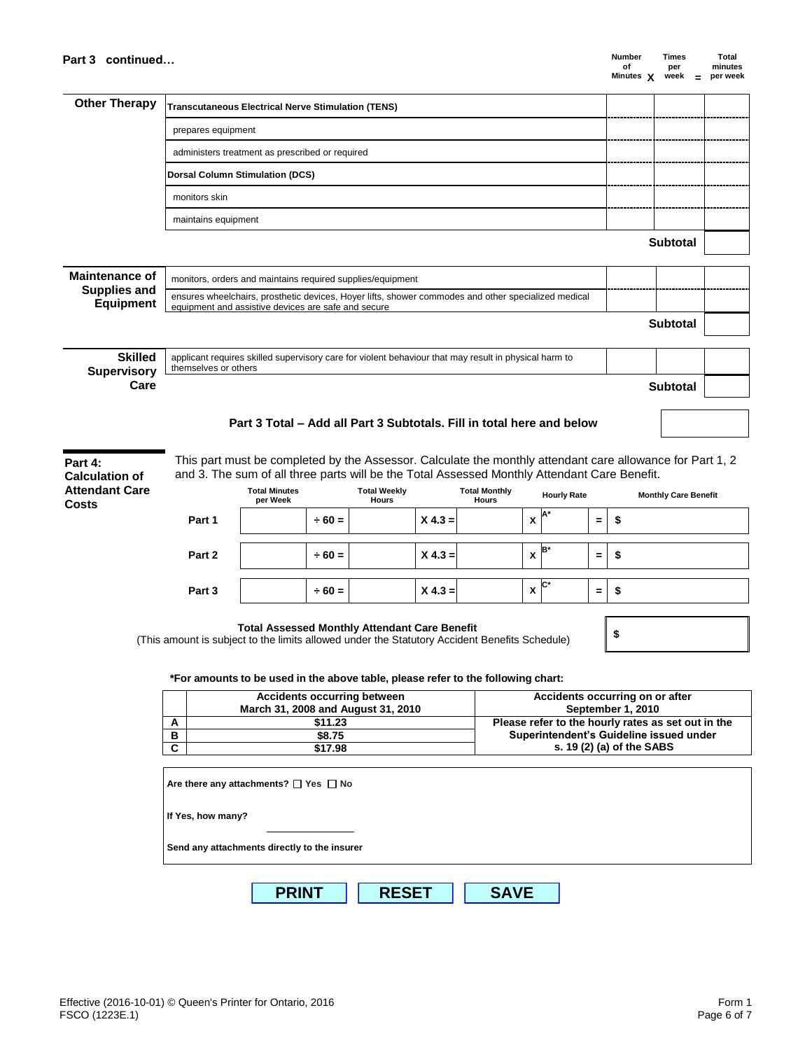## Part 3 continued…

| | | Number of Minutes X | Times per week = | Total minutes per week |
|---|---|---|---|---|
| **Other Therapy** | **Transcutaneous Electrical Nerve Stimulation (TENS)** | | | |
| | prepares equipment | | | |
| | administers treatment as prescribed or required | | | |
| | **Dorsal Column Stimulation (DCS)** | | | |
| | monitors skin | | | |
| | maintains equipment | | | |
| | | | **Subtotal** | |
| **Maintenance of Supplies and Equipment** | monitors, orders and maintains required supplies/equipment | | | |
| | ensures wheelchairs, prosthetic devices, Hoyer lifts, shower commodes and other specialized medical equipment and assistive devices are safe and secure | | | |
| | | | **Subtotal** | |
| **Skilled Supervisory Care** | applicant requires skilled supervisory care for violent behaviour that may result in physical harm to themselves or others | | | |
| | | | **Subtotal** | |

**Part 3 Total – Add all Part 3 Subtotals. Fill in total here and below** ____________

## Part 4: Calculation of Attendant Care Costs

This part must be completed by the Assessor. Calculate the monthly attendant care allowance for Part 1, 2 and 3. The sum of all three parts will be the Total Assessed Monthly Attendant Care Benefit.

| | Total Minutes per Week | | Total Weekly Hours | | Total Monthly Hours | | Hourly Rate | | Monthly Care Benefit |
|---|---|---|---|---|---|---|---|---|---|
| Part 1 | | ÷ 60 = | | X 4.3 = | | x | A* | = | $ |
| Part 2 | | ÷ 60 = | | X 4.3 = | | x | B* | = | $ |
| Part 3 | | ÷ 60 = | | X 4.3 = | | x | C* | = | $ |

**Total Assessed Monthly Attendant Care Benefit**
(This amount is subject to the limits allowed under the Statutory Accident Benefits Schedule) $ ____________

***For amounts to be used in the above table, please refer to the following chart:**

| | Accidents occurring between March 31, 2008 and August 31, 2010 | Accidents occurring on or after September 1, 2010 |
|---|---|---|
| **A** | $11.23 | Please refer to the hourly rates as set out in the Superintendent's Guideline issued under s. 19 (2) (a) of the SABS |
| **B** | $8.75 | |
| **C** | $17.98 | |

**Are there any attachments?** ☐ Yes ☐ No

**If Yes, how many?** ____________

**Send any attachments directly to the insurer**

PRINT RESET SAVE

Effective (2016-10-01) © Queen's Printer for Ontario, 2016
FSCO (1223E.1)

Form 1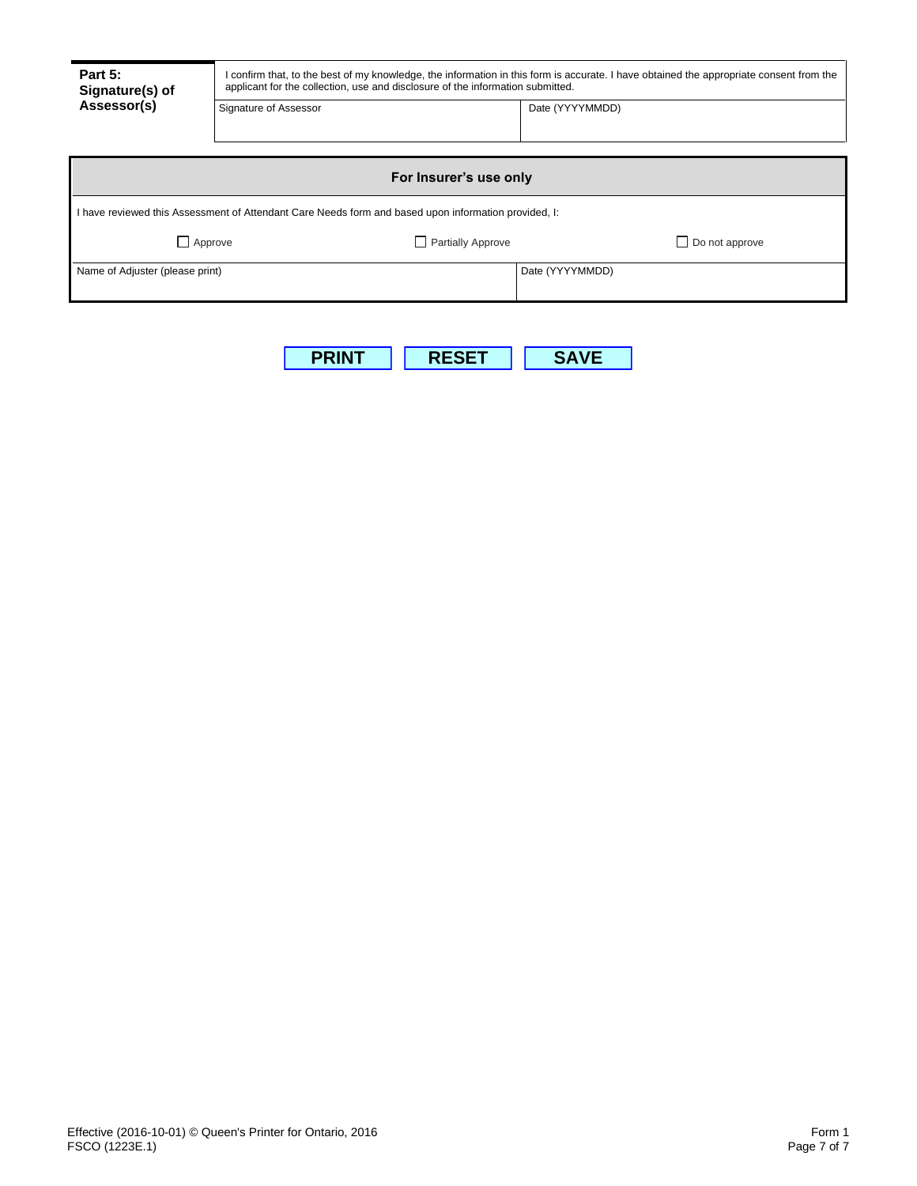| **Part 5: Signature(s) of Assessor(s)** | I confirm that, to the best of my knowledge, the information in this form is accurate. I have obtained the appropriate consent from the applicant for the collection, use and disclosure of the information submitted. | |
|---|---|---|
| | Signature of Assessor | Date (YYYYMMDD) |

**For Insurer's use only**

I have reviewed this Assessment of Attendant Care Needs form and based upon information provided, I:

☐ Approve ☐ Partially Approve ☐ Do not approve

| Name of Adjuster (please print) | Date (YYYYMMDD) |
|---|---|
| | |

PRINT RESET SAVE

Effective (2016-10-01) © Queen's Printer for Ontario, 2016
FSCO (1223E.1)

Form 1